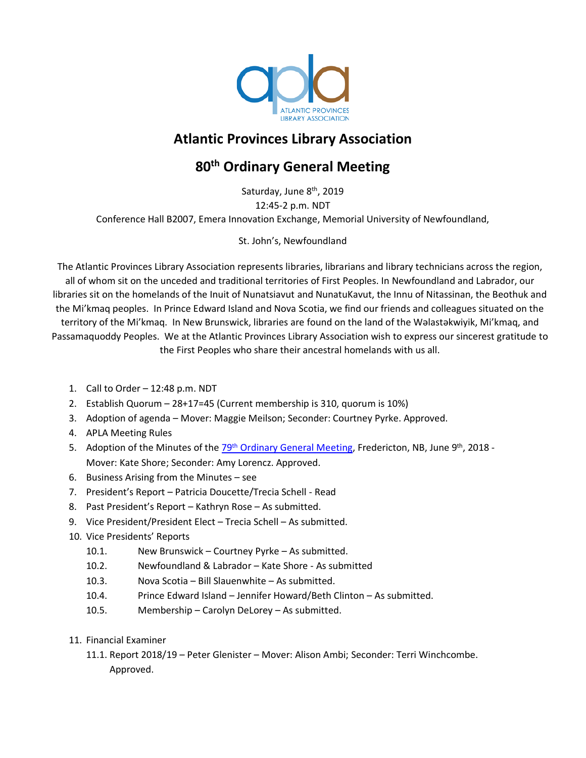# Atlantic Provinces Library Association

## 80th Ordinary General Meeting

Saturday, June 8th, 2019
12:45-2 p.m. NDT
Conference Hall B2007, Emera Innovation Exchange, Memorial University of Newfoundland,

St. John's, Newfoundland

The Atlantic Provinces Library Association represents libraries, librarians and library technicians across the region, all of whom sit on the unceded and traditional territories of First Peoples. In Newfoundland and Labrador, our libraries sit on the homelands of the Inuit of Nunatsiavut and NunatuKavut, the Innu of Nitassinan, the Beothuk and the Mi'kmaq peoples. In Prince Edward Island and Nova Scotia, we find our friends and colleagues situated on the territory of the Mi'kmaq. In New Brunswick, libraries are found on the land of the Wəlastəkwiyik, Mi'kmaq, and Passamaquoddy Peoples. We at the Atlantic Provinces Library Association wish to express our sincerest gratitude to the First Peoples who share their ancestral homelands with us all.

1. Call to Order – 12:48 p.m. NDT
2. Establish Quorum – 28+17=45 (Current membership is 310, quorum is 10%)
3. Adoption of agenda – Mover: Maggie Meilson; Seconder: Courtney Pyrke. Approved.
4. APLA Meeting Rules
5. Adoption of the Minutes of the 79th Ordinary General Meeting, Fredericton, NB, June 9th, 2018 - Mover: Kate Shore; Seconder: Amy Lorencz. Approved.
6. Business Arising from the Minutes – see
7. President's Report – Patricia Doucette/Trecia Schell - Read
8. Past President's Report – Kathryn Rose – As submitted.
9. Vice President/President Elect – Trecia Schell – As submitted.
10. Vice Presidents' Reports
    - 10.1. New Brunswick – Courtney Pyrke – As submitted.
    - 10.2. Newfoundland & Labrador – Kate Shore - As submitted
    - 10.3. Nova Scotia – Bill Slauenwhite – As submitted.
    - 10.4. Prince Edward Island – Jennifer Howard/Beth Clinton – As submitted.
    - 10.5. Membership – Carolyn DeLorey – As submitted.
11. Financial Examiner
    - 11.1. Report 2018/19 – Peter Glenister – Mover: Alison Ambi; Seconder: Terri Winchcombe. Approved.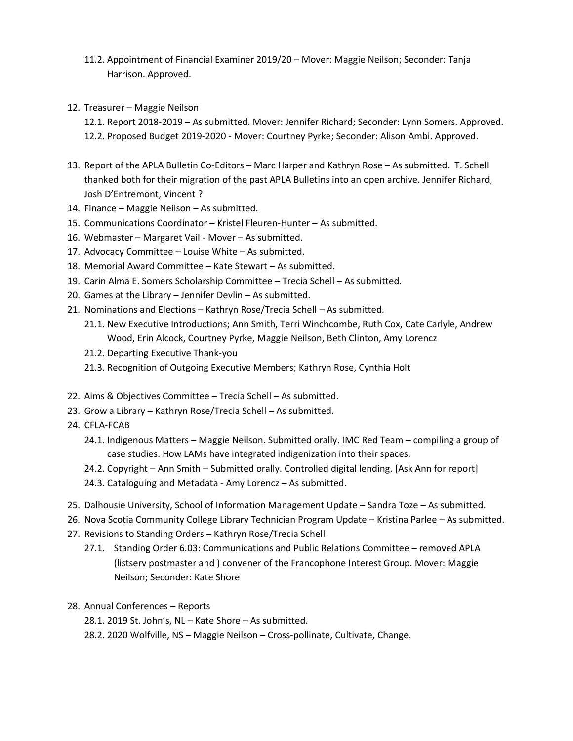11.2. Appointment of Financial Examiner 2019/20 – Mover: Maggie Neilson; Seconder: Tanja Harrison. Approved.

12. Treasurer – Maggie Neilson
    12.1. Report 2018-2019 – As submitted. Mover: Jennifer Richard; Seconder: Lynn Somers. Approved.
    12.2. Proposed Budget 2019-2020 - Mover: Courtney Pyrke; Seconder: Alison Ambi. Approved.

13. Report of the APLA Bulletin Co-Editors – Marc Harper and Kathryn Rose – As submitted. T. Schell thanked both for their migration of the past APLA Bulletins into an open archive. Jennifer Richard, Josh D'Entremont, Vincent ?
14. Finance – Maggie Neilson – As submitted.
15. Communications Coordinator – Kristel Fleuren-Hunter – As submitted.
16. Webmaster – Margaret Vail - Mover – As submitted.
17. Advocacy Committee – Louise White – As submitted.
18. Memorial Award Committee – Kate Stewart – As submitted.
19. Carin Alma E. Somers Scholarship Committee – Trecia Schell – As submitted.
20. Games at the Library – Jennifer Devlin – As submitted.
21. Nominations and Elections – Kathryn Rose/Trecia Schell – As submitted.
    21.1. New Executive Introductions; Ann Smith, Terri Winchcombe, Ruth Cox, Cate Carlyle, Andrew Wood, Erin Alcock, Courtney Pyrke, Maggie Neilson, Beth Clinton, Amy Lorencz
    21.2. Departing Executive Thank-you
    21.3. Recognition of Outgoing Executive Members; Kathryn Rose, Cynthia Holt

22. Aims & Objectives Committee – Trecia Schell – As submitted.
23. Grow a Library – Kathryn Rose/Trecia Schell – As submitted.
24. CFLA-FCAB
    24.1. Indigenous Matters – Maggie Neilson. Submitted orally. IMC Red Team – compiling a group of case studies. How LAMs have integrated indigenization into their spaces.
    24.2. Copyright – Ann Smith – Submitted orally. Controlled digital lending. [Ask Ann for report]
    24.3. Cataloguing and Metadata - Amy Lorencz – As submitted.

25. Dalhousie University, School of Information Management Update – Sandra Toze – As submitted.
26. Nova Scotia Community College Library Technician Program Update – Kristina Parlee – As submitted.
27. Revisions to Standing Orders – Kathryn Rose/Trecia Schell
    27.1. Standing Order 6.03: Communications and Public Relations Committee – removed APLA (listserv postmaster and ) convener of the Francophone Interest Group. Mover: Maggie Neilson; Seconder: Kate Shore

28. Annual Conferences – Reports
    28.1. 2019 St. John's, NL – Kate Shore – As submitted.
    28.2. 2020 Wolfville, NS – Maggie Neilson – Cross-pollinate, Cultivate, Change.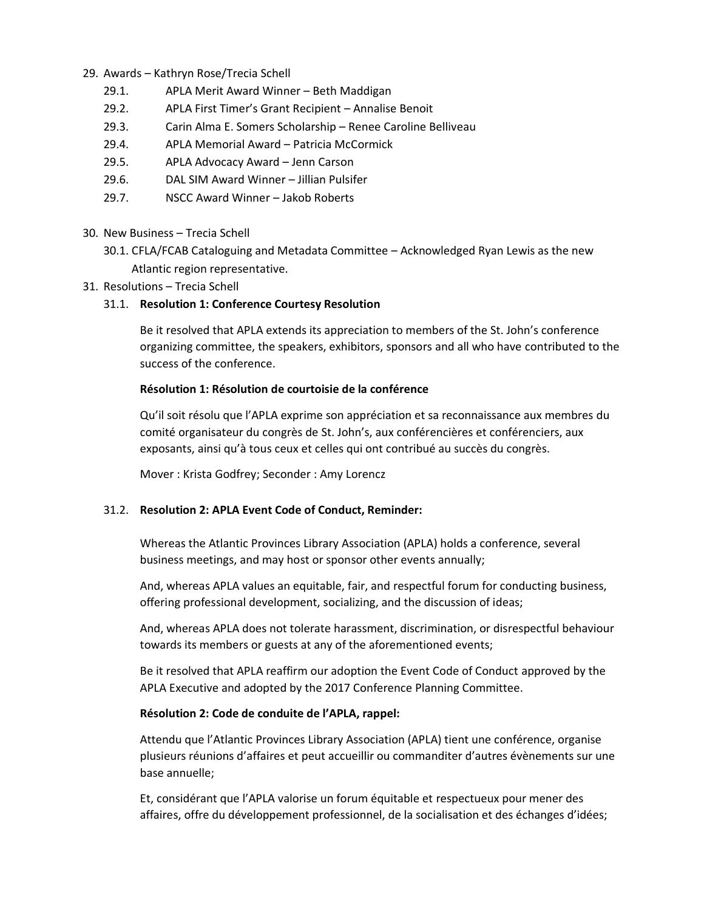29. Awards – Kathryn Rose/Trecia Schell
    - 29.1. APLA Merit Award Winner – Beth Maddigan
    - 29.2. APLA First Timer's Grant Recipient – Annalise Benoit
    - 29.3. Carin Alma E. Somers Scholarship – Renee Caroline Belliveau
    - 29.4. APLA Memorial Award – Patricia McCormick
    - 29.5. APLA Advocacy Award – Jenn Carson
    - 29.6. DAL SIM Award Winner – Jillian Pulsifer
    - 29.7. NSCC Award Winner – Jakob Roberts

30. New Business – Trecia Schell
    - 30.1. CFLA/FCAB Cataloguing and Metadata Committee – Acknowledged Ryan Lewis as the new Atlantic region representative.

31. Resolutions – Trecia Schell
    - 31.1. **Resolution 1: Conference Courtesy Resolution**

      Be it resolved that APLA extends its appreciation to members of the St. John's conference organizing committee, the speakers, exhibitors, sponsors and all who have contributed to the success of the conference.

      **Résolution 1: Résolution de courtoisie de la conférence**

      Qu'il soit résolu que l'APLA exprime son appréciation et sa reconnaissance aux membres du comité organisateur du congrès de St. John's, aux conférencières et conférenciers, aux exposants, ainsi qu'à tous ceux et celles qui ont contribué au succès du congrès.

      Mover : Krista Godfrey; Seconder : Amy Lorencz

    - 31.2. **Resolution 2: APLA Event Code of Conduct, Reminder:**

      Whereas the Atlantic Provinces Library Association (APLA) holds a conference, several business meetings, and may host or sponsor other events annually;

      And, whereas APLA values an equitable, fair, and respectful forum for conducting business, offering professional development, socializing, and the discussion of ideas;

      And, whereas APLA does not tolerate harassment, discrimination, or disrespectful behaviour towards its members or guests at any of the aforementioned events;

      Be it resolved that APLA reaffirm our adoption the Event Code of Conduct approved by the APLA Executive and adopted by the 2017 Conference Planning Committee.

      **Résolution 2: Code de conduite de l'APLA, rappel:**

      Attendu que l'Atlantic Provinces Library Association (APLA) tient une conférence, organise plusieurs réunions d'affaires et peut accueillir ou commanditer d'autres évènements sur une base annuelle;

      Et, considérant que l'APLA valorise un forum équitable et respectueux pour mener des affaires, offre du développement professionnel, de la socialisation et des échanges d'idées;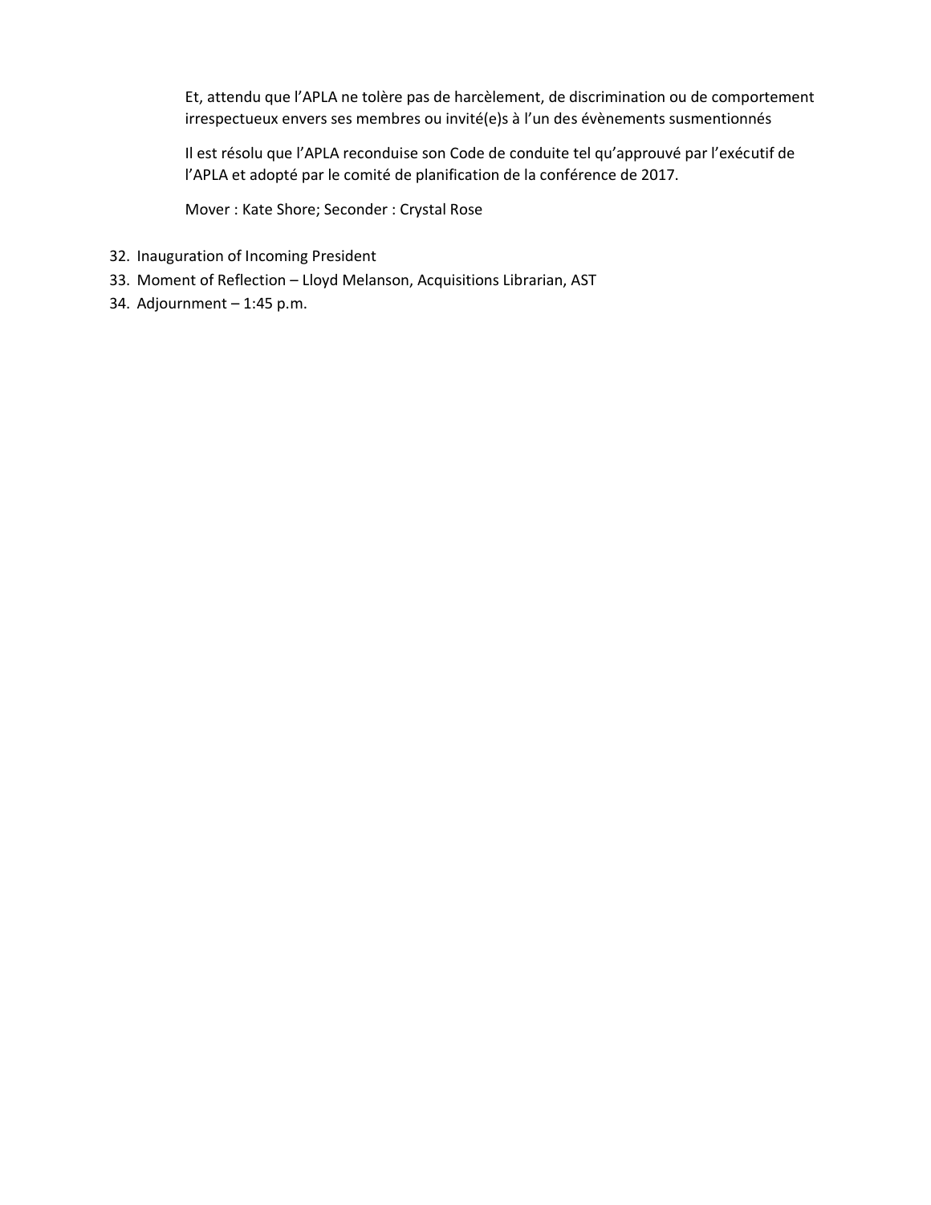Et, attendu que l'APLA ne tolère pas de harcèlement, de discrimination ou de comportement irrespectueux envers ses membres ou invité(e)s à l'un des évènements susmentionnés

Il est résolu que l'APLA reconduise son Code de conduite tel qu'approuvé par l'exécutif de l'APLA et adopté par le comité de planification de la conférence de 2017.

Mover : Kate Shore; Seconder : Crystal Rose

32. Inauguration of Incoming President
33. Moment of Reflection – Lloyd Melanson, Acquisitions Librarian, AST
34. Adjournment – 1:45 p.m.